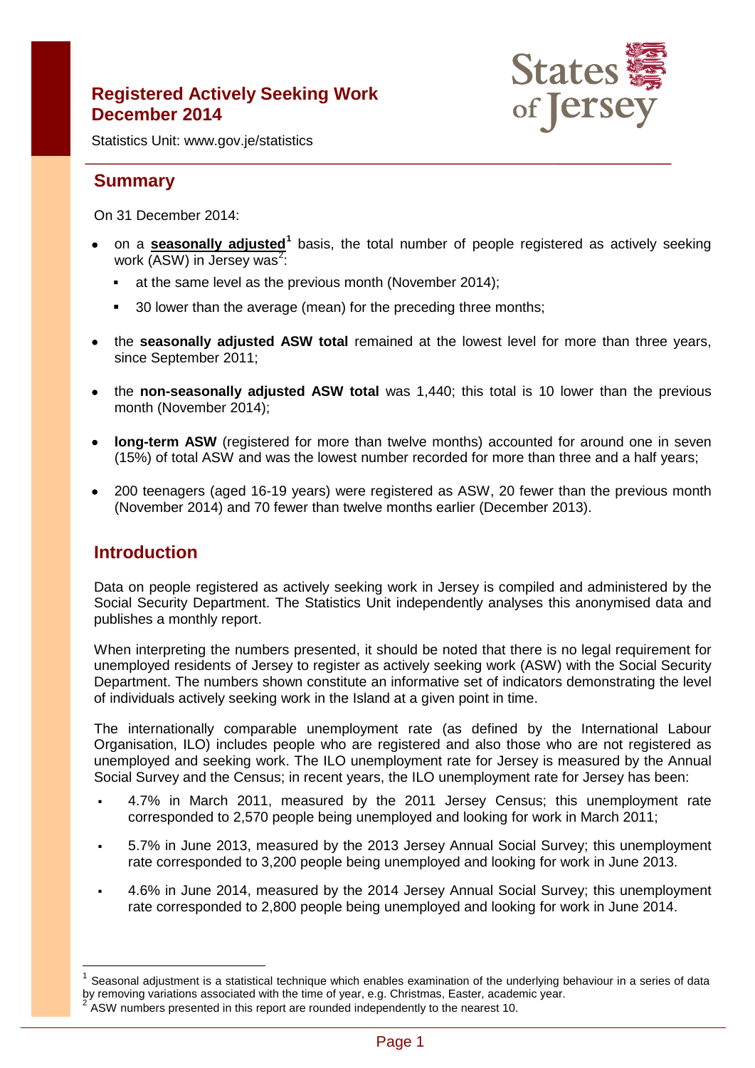# Registered Actively Seeking Work December 2014

Statistics Unit: www.gov.je/statistics

## Summary

On 31 December 2014:

- on a **seasonally adjusted**[1] basis, the total number of people registered as actively seeking work (ASW) in Jersey was[2]:
  - at the same level as the previous month (November 2014);
  - 30 lower than the average (mean) for the preceding three months;
- the **seasonally adjusted ASW total** remained at the lowest level for more than three years, since September 2011;
- the **non-seasonally adjusted ASW total** was 1,440; this total is 10 lower than the previous month (November 2014);
- **long-term ASW** (registered for more than twelve months) accounted for around one in seven (15%) of total ASW and was the lowest number recorded for more than three and a half years;
- 200 teenagers (aged 16-19 years) were registered as ASW, 20 fewer than the previous month (November 2014) and 70 fewer than twelve months earlier (December 2013).

## Introduction

Data on people registered as actively seeking work in Jersey is compiled and administered by the Social Security Department. The Statistics Unit independently analyses this anonymised data and publishes a monthly report.

When interpreting the numbers presented, it should be noted that there is no legal requirement for unemployed residents of Jersey to register as actively seeking work (ASW) with the Social Security Department. The numbers shown constitute an informative set of indicators demonstrating the level of individuals actively seeking work in the Island at a given point in time.

The internationally comparable unemployment rate (as defined by the International Labour Organisation, ILO) includes people who are registered and also those who are not registered as unemployed and seeking work. The ILO unemployment rate for Jersey is measured by the Annual Social Survey and the Census; in recent years, the ILO unemployment rate for Jersey has been:

- 4.7% in March 2011, measured by the 2011 Jersey Census; this unemployment rate corresponded to 2,570 people being unemployed and looking for work in March 2011;
- 5.7% in June 2013, measured by the 2013 Jersey Annual Social Survey; this unemployment rate corresponded to 3,200 people being unemployed and looking for work in June 2013.
- 4.6% in June 2014, measured by the 2014 Jersey Annual Social Survey; this unemployment rate corresponded to 2,800 people being unemployed and looking for work in June 2014.

---

[1] Seasonal adjustment is a statistical technique which enables examination of the underlying behaviour in a series of data by removing variations associated with the time of year, e.g. Christmas, Easter, academic year.

[2] ASW numbers presented in this report are rounded independently to the nearest 10.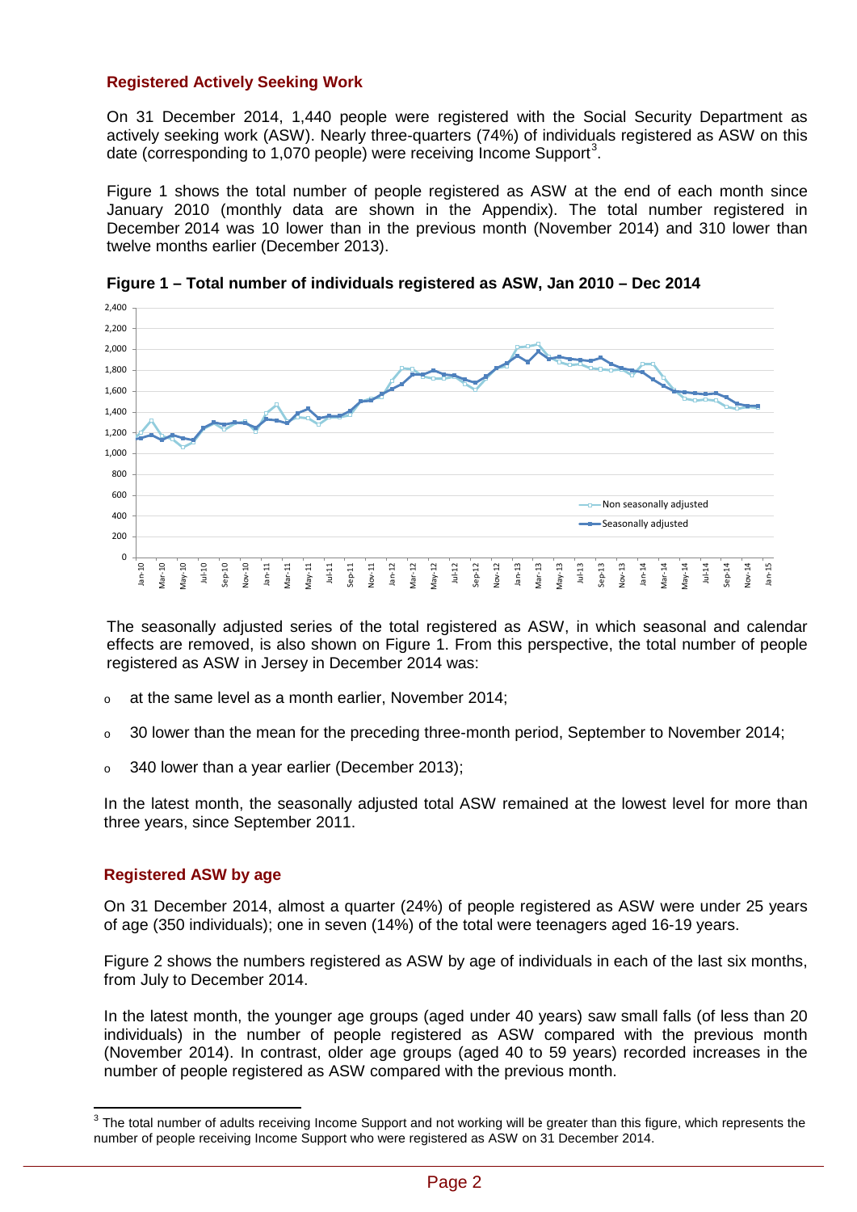## Registered Actively Seeking Work

On 31 December 2014, 1,440 people were registered with the Social Security Department as actively seeking work (ASW). Nearly three-quarters (74%) of individuals registered as ASW on this date (corresponding to 1,070 people) were receiving Income Support[3].

Figure 1 shows the total number of people registered as ASW at the end of each month since January 2010 (monthly data are shown in the Appendix). The total number registered in December 2014 was 10 lower than in the previous month (November 2014) and 310 lower than twelve months earlier (December 2013).

**Figure 1 – Total number of individuals registered as ASW, Jan 2010 – Dec 2014**

The seasonally adjusted series of the total registered as ASW, in which seasonal and calendar effects are removed, is also shown on Figure 1. From this perspective, the total number of people registered as ASW in Jersey in December 2014 was:

- at the same level as a month earlier, November 2014;
- 30 lower than the mean for the preceding three-month period, September to November 2014;
- 340 lower than a year earlier (December 2013);

In the latest month, the seasonally adjusted total ASW remained at the lowest level for more than three years, since September 2011.

## Registered ASW by age

On 31 December 2014, almost a quarter (24%) of people registered as ASW were under 25 years of age (350 individuals); one in seven (14%) of the total were teenagers aged 16-19 years.

Figure 2 shows the numbers registered as ASW by age of individuals in each of the last six months, from July to December 2014.

In the latest month, the younger age groups (aged under 40 years) saw small falls (of less than 20 individuals) in the number of people registered as ASW compared with the previous month (November 2014). In contrast, older age groups (aged 40 to 59 years) recorded increases in the number of people registered as ASW compared with the previous month.

[3] The total number of adults receiving Income Support and not working will be greater than this figure, which represents the number of people receiving Income Support who were registered as ASW on 31 December 2014.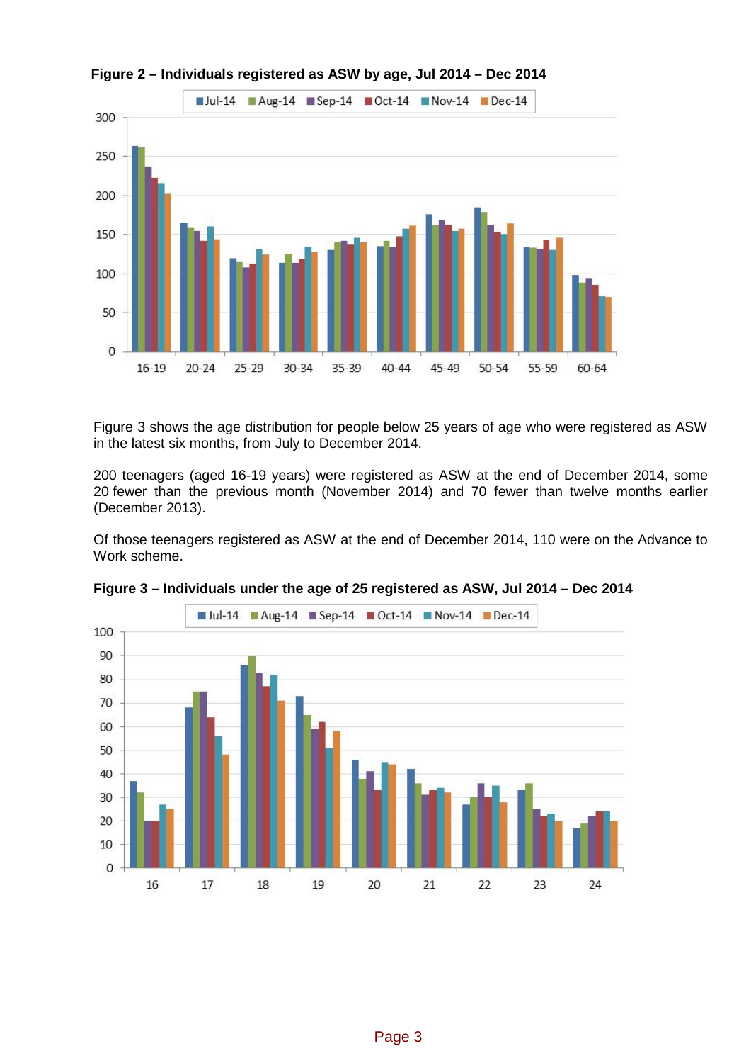**Figure 2 – Individuals registered as ASW by age, Jul 2014 – Dec 2014**

Figure 3 shows the age distribution for people below 25 years of age who were registered as ASW in the latest six months, from July to December 2014.

200 teenagers (aged 16-19 years) were registered as ASW at the end of December 2014, some 20 fewer than the previous month (November 2014) and 70 fewer than twelve months earlier (December 2013).

Of those teenagers registered as ASW at the end of December 2014, 110 were on the Advance to Work scheme.

**Figure 3 – Individuals under the age of 25 registered as ASW, Jul 2014 – Dec 2014**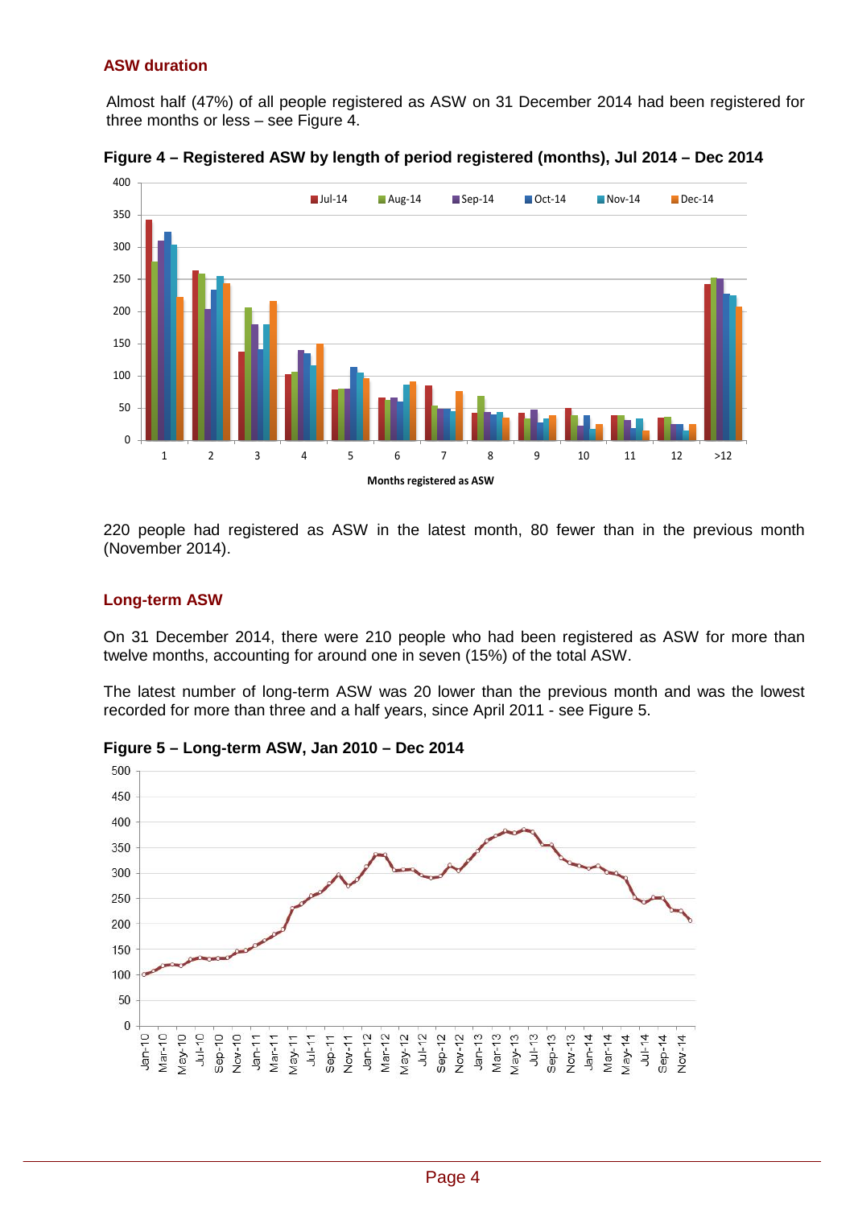## ASW duration

Almost half (47%) of all people registered as ASW on 31 December 2014 had been registered for three months or less – see Figure 4.

**Figure 4 – Registered ASW by length of period registered (months), Jul 2014 – Dec 2014**

220 people had registered as ASW in the latest month, 80 fewer than in the previous month (November 2014).

## Long-term ASW

On 31 December 2014, there were 210 people who had been registered as ASW for more than twelve months, accounting for around one in seven (15%) of the total ASW.

The latest number of long-term ASW was 20 lower than the previous month and was the lowest recorded for more than three and a half years, since April 2011 - see Figure 5.

**Figure 5 – Long-term ASW, Jan 2010 – Dec 2014**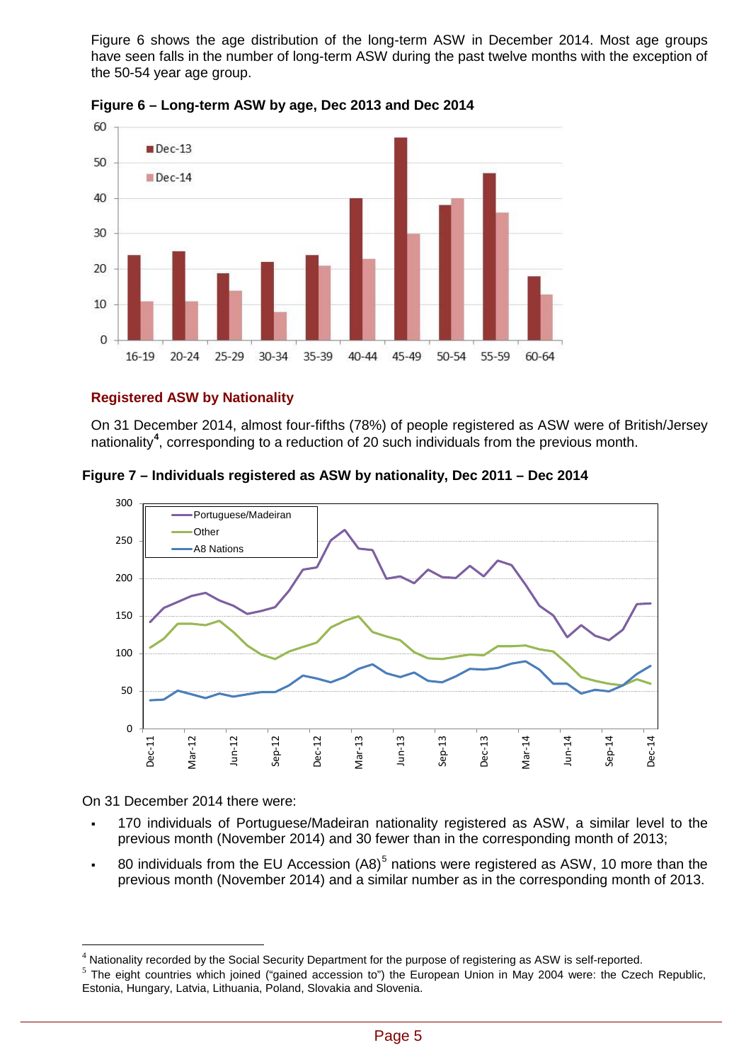Figure 6 shows the age distribution of the long-term ASW in December 2014. Most age groups have seen falls in the number of long-term ASW during the past twelve months with the exception of the 50-54 year age group.

**Figure 6 – Long-term ASW by age, Dec 2013 and Dec 2014**

## Registered ASW by Nationality

On 31 December 2014, almost four-fifths (78%) of people registered as ASW were of British/Jersey nationality[4], corresponding to a reduction of 20 such individuals from the previous month.

**Figure 7 – Individuals registered as ASW by nationality, Dec 2011 – Dec 2014**

On 31 December 2014 there were:

- 170 individuals of Portuguese/Madeiran nationality registered as ASW, a similar level to the previous month (November 2014) and 30 fewer than in the corresponding month of 2013;
- 80 individuals from the EU Accession (A8)[5] nations were registered as ASW, 10 more than the previous month (November 2014) and a similar number as in the corresponding month of 2013.

---

[4] Nationality recorded by the Social Security Department for the purpose of registering as ASW is self-reported.

[5] The eight countries which joined ("gained accession to") the European Union in May 2004 were: the Czech Republic, Estonia, Hungary, Latvia, Lithuania, Poland, Slovakia and Slovenia.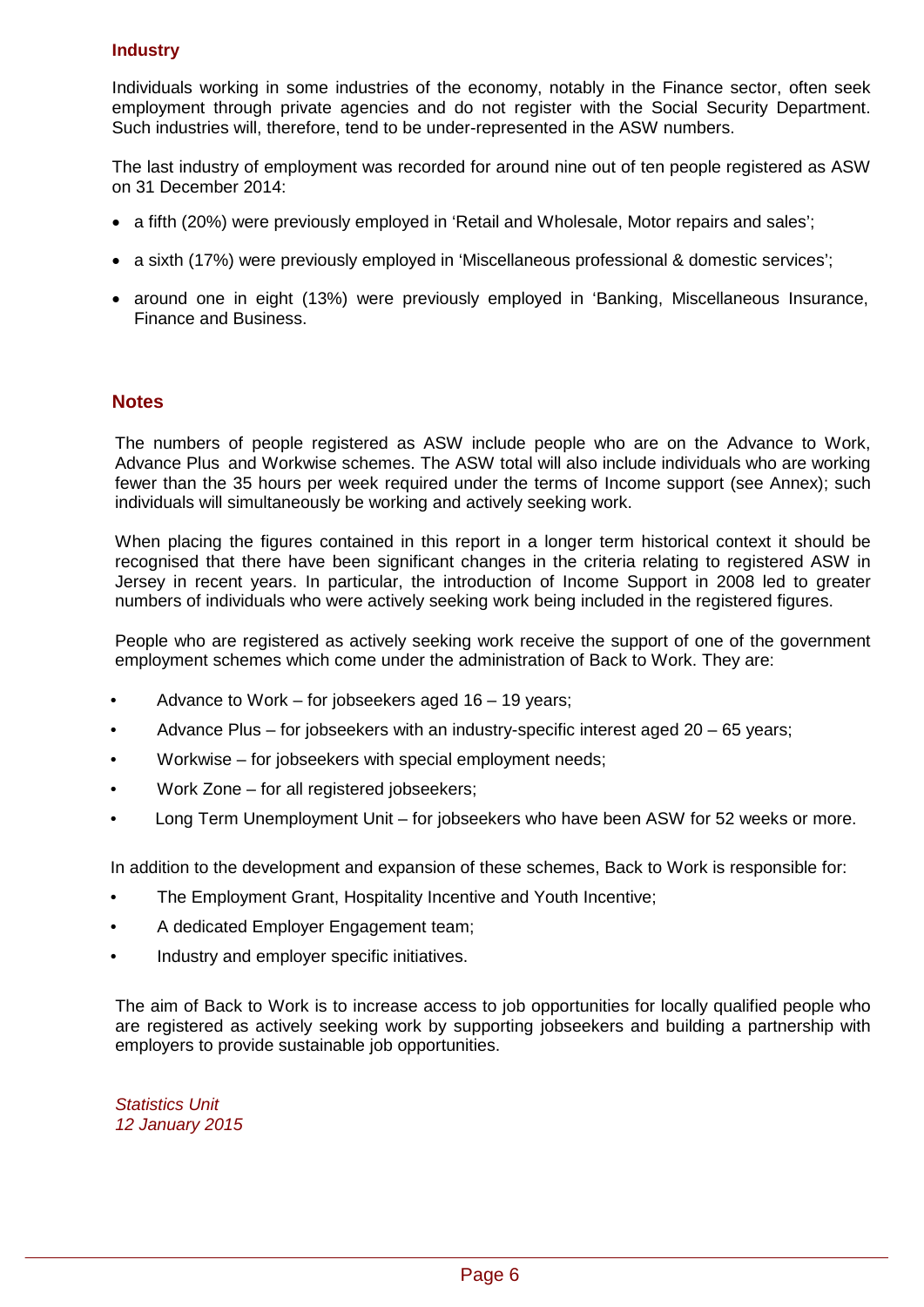## Industry

Individuals working in some industries of the economy, notably in the Finance sector, often seek employment through private agencies and do not register with the Social Security Department. Such industries will, therefore, tend to be under-represented in the ASW numbers.

The last industry of employment was recorded for around nine out of ten people registered as ASW on 31 December 2014:

- a fifth (20%) were previously employed in 'Retail and Wholesale, Motor repairs and sales';
- a sixth (17%) were previously employed in 'Miscellaneous professional & domestic services';
- around one in eight (13%) were previously employed in 'Banking, Miscellaneous Insurance, Finance and Business.

## Notes

The numbers of people registered as ASW include people who are on the Advance to Work, Advance Plus and Workwise schemes. The ASW total will also include individuals who are working fewer than the 35 hours per week required under the terms of Income support (see Annex); such individuals will simultaneously be working and actively seeking work.

When placing the figures contained in this report in a longer term historical context it should be recognised that there have been significant changes in the criteria relating to registered ASW in Jersey in recent years. In particular, the introduction of Income Support in 2008 led to greater numbers of individuals who were actively seeking work being included in the registered figures.

People who are registered as actively seeking work receive the support of one of the government employment schemes which come under the administration of Back to Work. They are:

- Advance to Work – for jobseekers aged 16 – 19 years;
- Advance Plus – for jobseekers with an industry-specific interest aged 20 – 65 years;
- Workwise – for jobseekers with special employment needs;
- Work Zone – for all registered jobseekers;
- Long Term Unemployment Unit – for jobseekers who have been ASW for 52 weeks or more.

In addition to the development and expansion of these schemes, Back to Work is responsible for:

- The Employment Grant, Hospitality Incentive and Youth Incentive;
- A dedicated Employer Engagement team;
- Industry and employer specific initiatives.

The aim of Back to Work is to increase access to job opportunities for locally qualified people who are registered as actively seeking work by supporting jobseekers and building a partnership with employers to provide sustainable job opportunities.

*Statistics Unit*
*12 January 2015*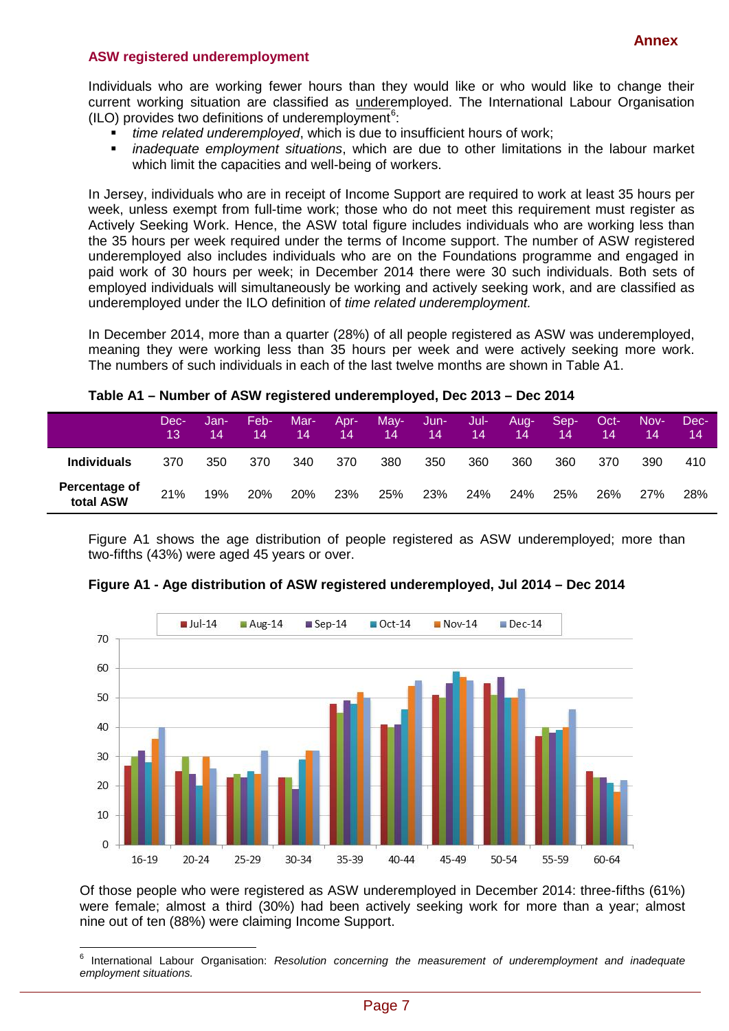## ASW registered underemployment

Individuals who are working fewer hours than they would like or who would like to change their current working situation are classified as underemployed. The International Labour Organisation (ILO) provides two definitions of underemployment[6]:

- *time related underemployed*, which is due to insufficient hours of work;
- *inadequate employment situations*, which are due to other limitations in the labour market which limit the capacities and well-being of workers.

In Jersey, individuals who are in receipt of Income Support are required to work at least 35 hours per week, unless exempt from full-time work; those who do not meet this requirement must register as Actively Seeking Work. Hence, the ASW total figure includes individuals who are working less than the 35 hours per week required under the terms of Income support. The number of ASW registered underemployed also includes individuals who are on the Foundations programme and engaged in paid work of 30 hours per week; in December 2014 there were 30 such individuals. Both sets of employed individuals will simultaneously be working and actively seeking work, and are classified as underemployed under the ILO definition of *time related underemployment.*

In December 2014, more than a quarter (28%) of all people registered as ASW was underemployed, meaning they were working less than 35 hours per week and were actively seeking more work. The numbers of such individuals in each of the last twelve months are shown in Table A1.

**Table A1 – Number of ASW registered underemployed, Dec 2013 – Dec 2014**

| | Dec-13 | Jan-14 | Feb-14 | Mar-14 | Apr-14 | May-14 | Jun-14 | Jul-14 | Aug-14 | Sep-14 | Oct-14 | Nov-14 | Dec-14 |
|---|---|---|---|---|---|---|---|---|---|---|---|---|---|
| **Individuals** | 370 | 350 | 370 | 340 | 370 | 380 | 350 | 360 | 360 | 360 | 370 | 390 | 410 |
| **Percentage of total ASW** | 21% | 19% | 20% | 20% | 23% | 25% | 23% | 24% | 24% | 25% | 26% | 27% | 28% |

Figure A1 shows the age distribution of people registered as ASW underemployed; more than two-fifths (43%) were aged 45 years or over.

**Figure A1 - Age distribution of ASW registered underemployed, Jul 2014 – Dec 2014**

Of those people who were registered as ASW underemployed in December 2014: three-fifths (61%) were female; almost a third (30%) had been actively seeking work for more than a year; almost nine out of ten (88%) were claiming Income Support.

[6] International Labour Organisation: *Resolution concerning the measurement of underemployment and inadequate employment situations.*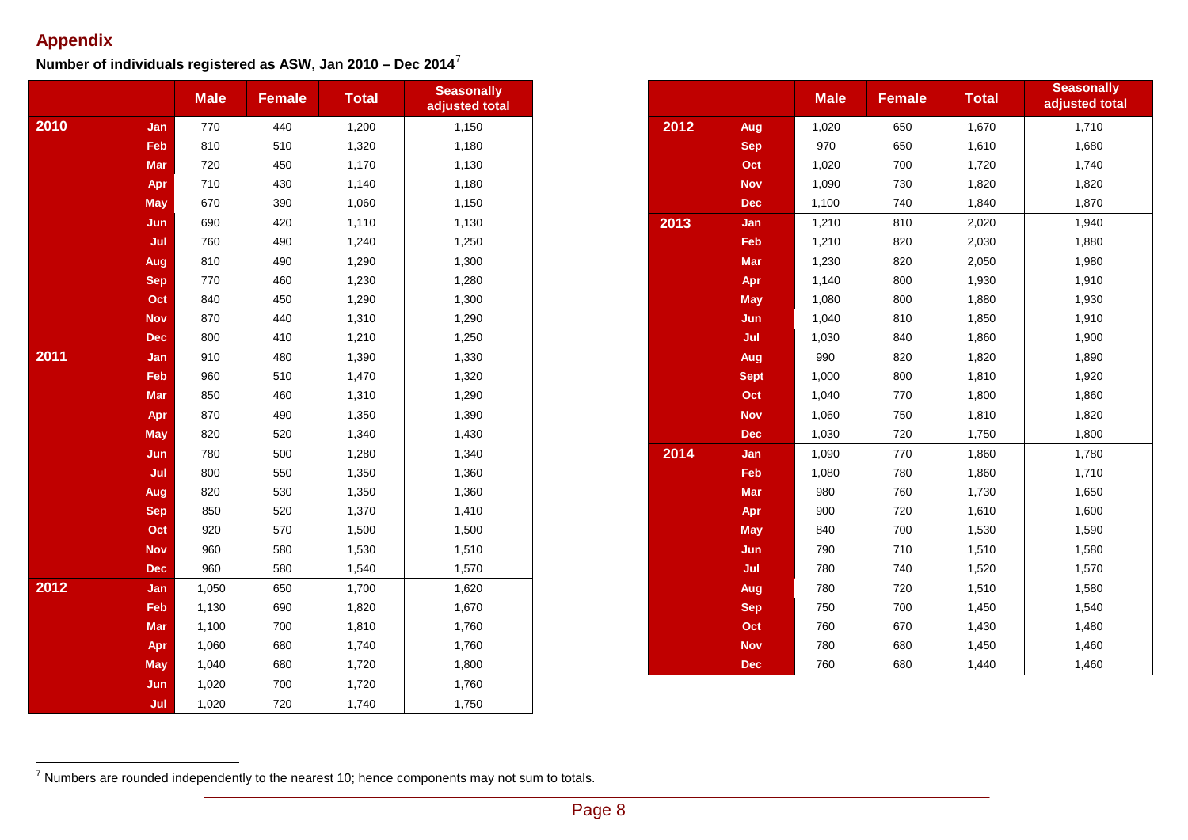## Appendix

**Number of individuals registered as ASW, Jan 2010 – Dec 2014**[7]

| | | Male | Female | Total | Seasonally adjusted total |
|---|---|---|---|---|---|
| 2010 | Jan | 770 | 440 | 1,200 | 1,150 |
| | Feb | 810 | 510 | 1,320 | 1,180 |
| | Mar | 720 | 450 | 1,170 | 1,130 |
| | Apr | 710 | 430 | 1,140 | 1,180 |
| | May | 670 | 390 | 1,060 | 1,150 |
| | Jun | 690 | 420 | 1,110 | 1,130 |
| | Jul | 760 | 490 | 1,240 | 1,250 |
| | Aug | 810 | 490 | 1,290 | 1,300 |
| | Sep | 770 | 460 | 1,230 | 1,280 |
| | Oct | 840 | 450 | 1,290 | 1,300 |
| | Nov | 870 | 440 | 1,310 | 1,290 |
| | Dec | 800 | 410 | 1,210 | 1,250 |
| 2011 | Jan | 910 | 480 | 1,390 | 1,330 |
| | Feb | 960 | 510 | 1,470 | 1,320 |
| | Mar | 850 | 460 | 1,310 | 1,290 |
| | Apr | 870 | 490 | 1,350 | 1,390 |
| | May | 820 | 520 | 1,340 | 1,430 |
| | Jun | 780 | 500 | 1,280 | 1,340 |
| | Jul | 800 | 550 | 1,350 | 1,360 |
| | Aug | 820 | 530 | 1,350 | 1,360 |
| | Sep | 850 | 520 | 1,370 | 1,410 |
| | Oct | 920 | 570 | 1,500 | 1,500 |
| | Nov | 960 | 580 | 1,530 | 1,510 |
| | Dec | 960 | 580 | 1,540 | 1,570 |
| 2012 | Jan | 1,050 | 650 | 1,700 | 1,620 |
| | Feb | 1,130 | 690 | 1,820 | 1,670 |
| | Mar | 1,100 | 700 | 1,810 | 1,760 |
| | Apr | 1,060 | 680 | 1,740 | 1,760 |
| | May | 1,040 | 680 | 1,720 | 1,800 |
| | Jun | 1,020 | 700 | 1,720 | 1,760 |
| | Jul | 1,020 | 720 | 1,740 | 1,750 |
| | Aug | 1,020 | 650 | 1,670 | 1,710 |
| | Sep | 970 | 650 | 1,610 | 1,680 |
| | Oct | 1,020 | 700 | 1,720 | 1,740 |
| | Nov | 1,090 | 730 | 1,820 | 1,820 |
| | Dec | 1,100 | 740 | 1,840 | 1,870 |
| 2013 | Jan | 1,210 | 810 | 2,020 | 1,940 |
| | Feb | 1,210 | 820 | 2,030 | 1,880 |
| | Mar | 1,230 | 820 | 2,050 | 1,980 |
| | Apr | 1,140 | 800 | 1,930 | 1,910 |
| | May | 1,080 | 800 | 1,880 | 1,930 |
| | Jun | 1,040 | 810 | 1,850 | 1,910 |
| | Jul | 1,030 | 840 | 1,860 | 1,900 |
| | Aug | 990 | 820 | 1,820 | 1,890 |
| | Sept | 1,000 | 800 | 1,810 | 1,920 |
| | Oct | 1,040 | 770 | 1,800 | 1,860 |
| | Nov | 1,060 | 750 | 1,810 | 1,820 |
| | Dec | 1,030 | 720 | 1,750 | 1,800 |
| 2014 | Jan | 1,090 | 770 | 1,860 | 1,780 |
| | Feb | 1,080 | 780 | 1,860 | 1,710 |
| | Mar | 980 | 760 | 1,730 | 1,650 |
| | Apr | 900 | 720 | 1,610 | 1,600 |
| | May | 840 | 700 | 1,530 | 1,590 |
| | Jun | 790 | 710 | 1,510 | 1,580 |
| | Jul | 780 | 740 | 1,520 | 1,570 |
| | Aug | 780 | 720 | 1,510 | 1,580 |
| | Sep | 750 | 700 | 1,450 | 1,540 |
| | Oct | 760 | 670 | 1,430 | 1,480 |
| | Nov | 780 | 680 | 1,450 | 1,460 |
| | Dec | 760 | 680 | 1,440 | 1,460 |

[7] Numbers are rounded independently to the nearest 10; hence components may not sum to totals.